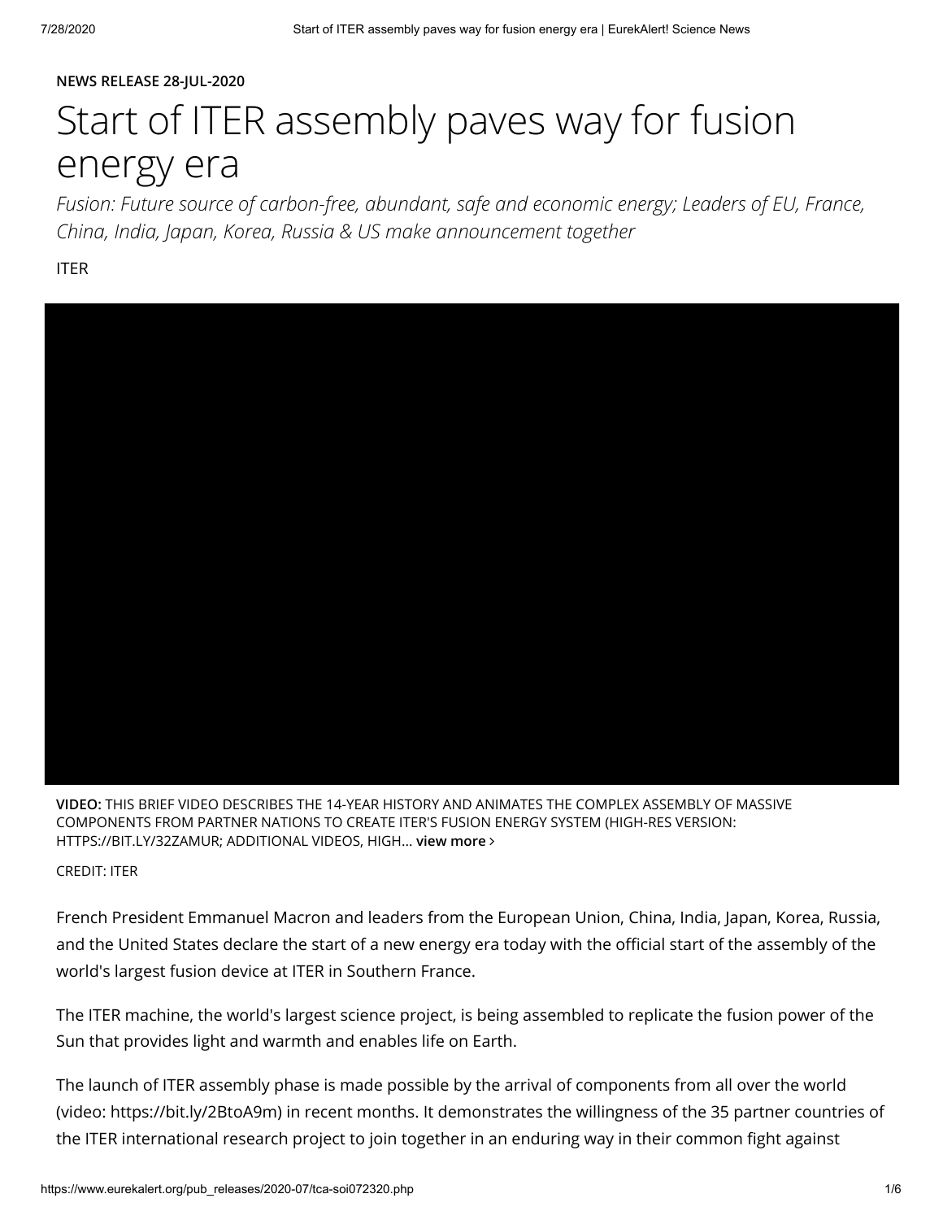**NEWS RELEASE 28-JUL-2020**

# Start of ITER assembly paves way for fusion energy era

*Fusion: Future source of carbon-free, abundant, safe and economic energy; Leaders of EU, France, China, India, Japan, Korea, Russia & US make announcement together*

ITER

**VIDEO:** THIS BRIEF VIDEO DESCRIBES THE 14-YEAR HISTORY AND ANIMATES THE COMPLEX ASSEMBLY OF MASSIVE COMPONENTS FROM PARTNER NATIONS TO CREATE ITER'S FUSION ENERGY SYSTEM (HIGH-RES VERSION: HTTPS://BIT.LY/32ZAMUR; ADDITIONAL VIDEOS, HIGH... **view more ›**

CREDIT: ITER

French President Emmanuel Macron and leaders from the European Union, China, India, Japan, Korea, Russia, and the United States declare the start of a new energy era today with the official start of the assembly of the world's largest fusion device at ITER in Southern France.

The ITER machine, the world's largest science project, is being assembled to replicate the fusion power of the Sun that provides light and warmth and enables life on Earth.

The launch of ITER assembly phase is made possible by the arrival of components from all over the world (video: https://bit.ly/2BtoA9m) in recent months. It demonstrates the willingness of the 35 partner countries of the ITER international research project to join together in an enduring way in their common fight against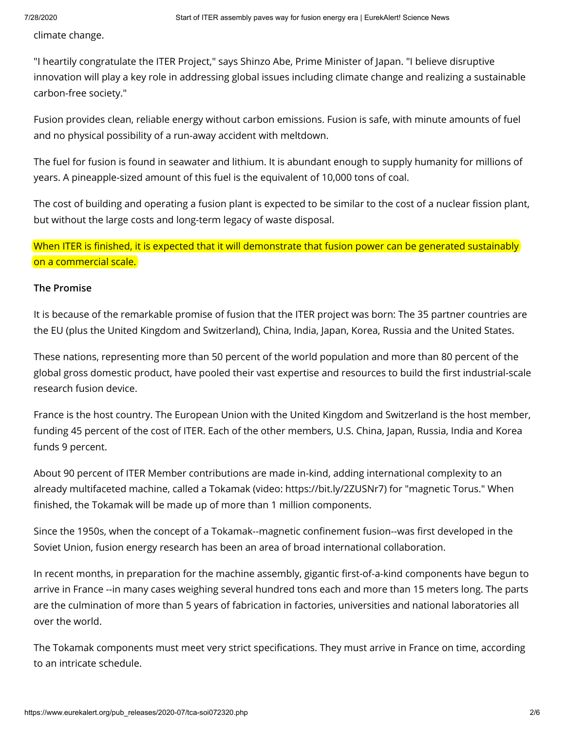climate change.

"I heartily congratulate the ITER Project," says Shinzo Abe, Prime Minister of Japan. "I believe disruptive innovation will play a key role in addressing global issues including climate change and realizing a sustainable carbon-free society."

Fusion provides clean, reliable energy without carbon emissions. Fusion is safe, with minute amounts of fuel and no physical possibility of a run-away accident with meltdown.

The fuel for fusion is found in seawater and lithium. It is abundant enough to supply humanity for millions of years. A pineapple-sized amount of this fuel is the equivalent of 10,000 tons of coal.

The cost of building and operating a fusion plant is expected to be similar to the cost of a nuclear fission plant, but without the large costs and long-term legacy of waste disposal.

When ITER is finished, it is expected that it will demonstrate that fusion power can be generated sustainably on a commercial scale.

**The Promise**

It is because of the remarkable promise of fusion that the ITER project was born: The 35 partner countries are the EU (plus the United Kingdom and Switzerland), China, India, Japan, Korea, Russia and the United States.

These nations, representing more than 50 percent of the world population and more than 80 percent of the global gross domestic product, have pooled their vast expertise and resources to build the first industrial-scale research fusion device.

France is the host country. The European Union with the United Kingdom and Switzerland is the host member, funding 45 percent of the cost of ITER. Each of the other members, U.S. China, Japan, Russia, India and Korea funds 9 percent.

About 90 percent of ITER Member contributions are made in-kind, adding international complexity to an already multifaceted machine, called a Tokamak (video: https://bit.ly/2ZUSNr7) for "magnetic Torus." When finished, the Tokamak will be made up of more than 1 million components.

Since the 1950s, when the concept of a Tokamak--magnetic confinement fusion--was first developed in the Soviet Union, fusion energy research has been an area of broad international collaboration.

In recent months, in preparation for the machine assembly, gigantic first-of-a-kind components have begun to arrive in France --in many cases weighing several hundred tons each and more than 15 meters long. The parts are the culmination of more than 5 years of fabrication in factories, universities and national laboratories all over the world.

The Tokamak components must meet very strict specifications. They must arrive in France on time, according to an intricate schedule.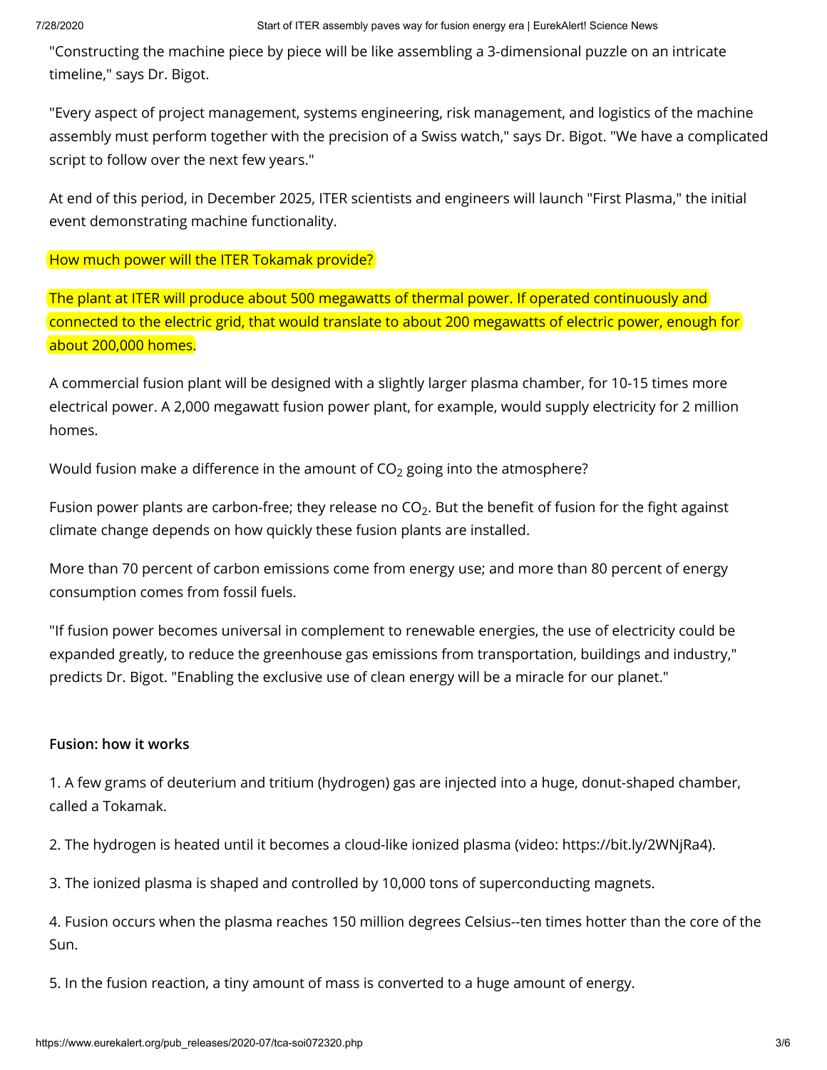"Constructing the machine piece by piece will be like assembling a 3-dimensional puzzle on an intricate timeline," says Dr. Bigot.

"Every aspect of project management, systems engineering, risk management, and logistics of the machine assembly must perform together with the precision of a Swiss watch," says Dr. Bigot. "We have a complicated script to follow over the next few years."

At end of this period, in December 2025, ITER scientists and engineers will launch "First Plasma," the initial event demonstrating machine functionality.

How much power will the ITER Tokamak provide?

The plant at ITER will produce about 500 megawatts of thermal power. If operated continuously and connected to the electric grid, that would translate to about 200 megawatts of electric power, enough for about 200,000 homes.

A commercial fusion plant will be designed with a slightly larger plasma chamber, for 10-15 times more electrical power. A 2,000 megawatt fusion power plant, for example, would supply electricity for 2 million homes.

Would fusion make a difference in the amount of $CO_2$ going into the atmosphere?

Fusion power plants are carbon-free; they release no $CO_2$. But the benefit of fusion for the fight against climate change depends on how quickly these fusion plants are installed.

More than 70 percent of carbon emissions come from energy use; and more than 80 percent of energy consumption comes from fossil fuels.

"If fusion power becomes universal in complement to renewable energies, the use of electricity could be expanded greatly, to reduce the greenhouse gas emissions from transportation, buildings and industry," predicts Dr. Bigot. "Enabling the exclusive use of clean energy will be a miracle for our planet."

**Fusion: how it works**

1. A few grams of deuterium and tritium (hydrogen) gas are injected into a huge, donut-shaped chamber, called a Tokamak.

2. The hydrogen is heated until it becomes a cloud-like ionized plasma (video: https://bit.ly/2WNjRa4).

3. The ionized plasma is shaped and controlled by 10,000 tons of superconducting magnets.

4. Fusion occurs when the plasma reaches 150 million degrees Celsius--ten times hotter than the core of the Sun.

5. In the fusion reaction, a tiny amount of mass is converted to a huge amount of energy.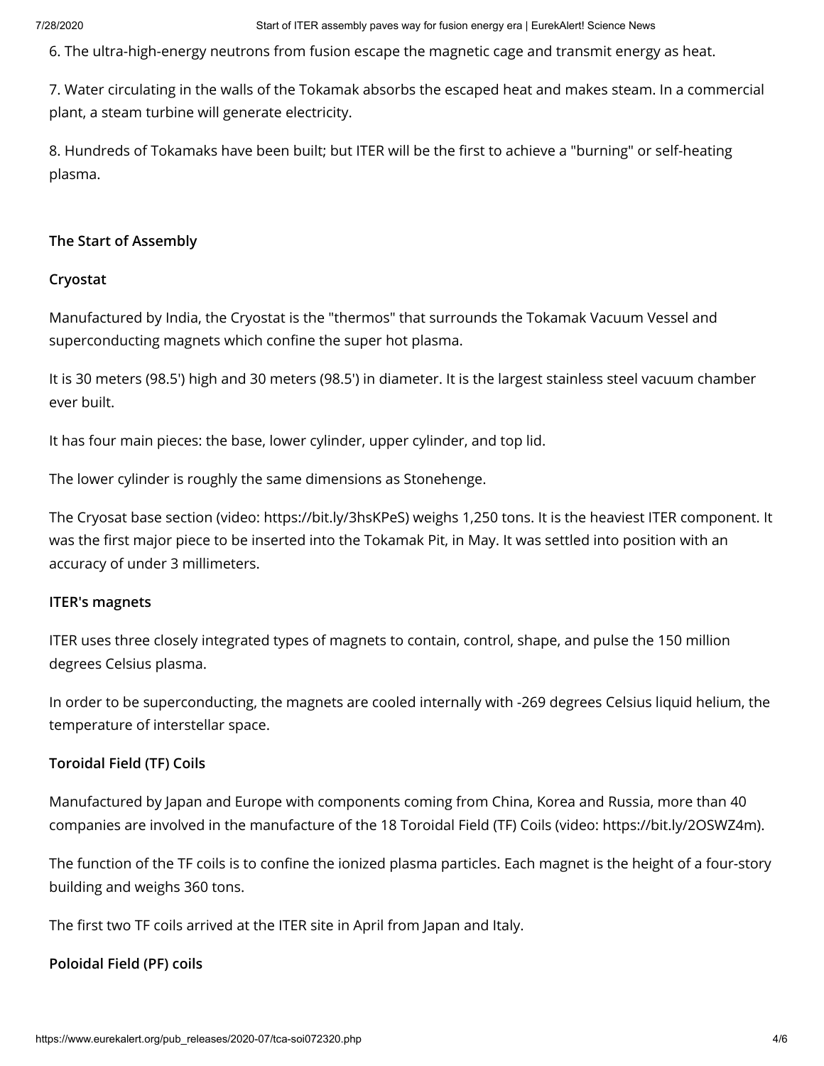6. The ultra-high-energy neutrons from fusion escape the magnetic cage and transmit energy as heat.

7. Water circulating in the walls of the Tokamak absorbs the escaped heat and makes steam. In a commercial plant, a steam turbine will generate electricity.

8. Hundreds of Tokamaks have been built; but ITER will be the first to achieve a "burning" or self-heating plasma.

**The Start of Assembly**

**Cryostat**

Manufactured by India, the Cryostat is the "thermos" that surrounds the Tokamak Vacuum Vessel and superconducting magnets which confine the super hot plasma.

It is 30 meters (98.5') high and 30 meters (98.5') in diameter. It is the largest stainless steel vacuum chamber ever built.

It has four main pieces: the base, lower cylinder, upper cylinder, and top lid.

The lower cylinder is roughly the same dimensions as Stonehenge.

The Cryosat base section (video: https://bit.ly/3hsKPeS) weighs 1,250 tons. It is the heaviest ITER component. It was the first major piece to be inserted into the Tokamak Pit, in May. It was settled into position with an accuracy of under 3 millimeters.

**ITER's magnets**

ITER uses three closely integrated types of magnets to contain, control, shape, and pulse the 150 million degrees Celsius plasma.

In order to be superconducting, the magnets are cooled internally with -269 degrees Celsius liquid helium, the temperature of interstellar space.

**Toroidal Field (TF) Coils**

Manufactured by Japan and Europe with components coming from China, Korea and Russia, more than 40 companies are involved in the manufacture of the 18 Toroidal Field (TF) Coils (video: https://bit.ly/2OSWZ4m).

The function of the TF coils is to confine the ionized plasma particles. Each magnet is the height of a four-story building and weighs 360 tons.

The first two TF coils arrived at the ITER site in April from Japan and Italy.

**Poloidal Field (PF) coils**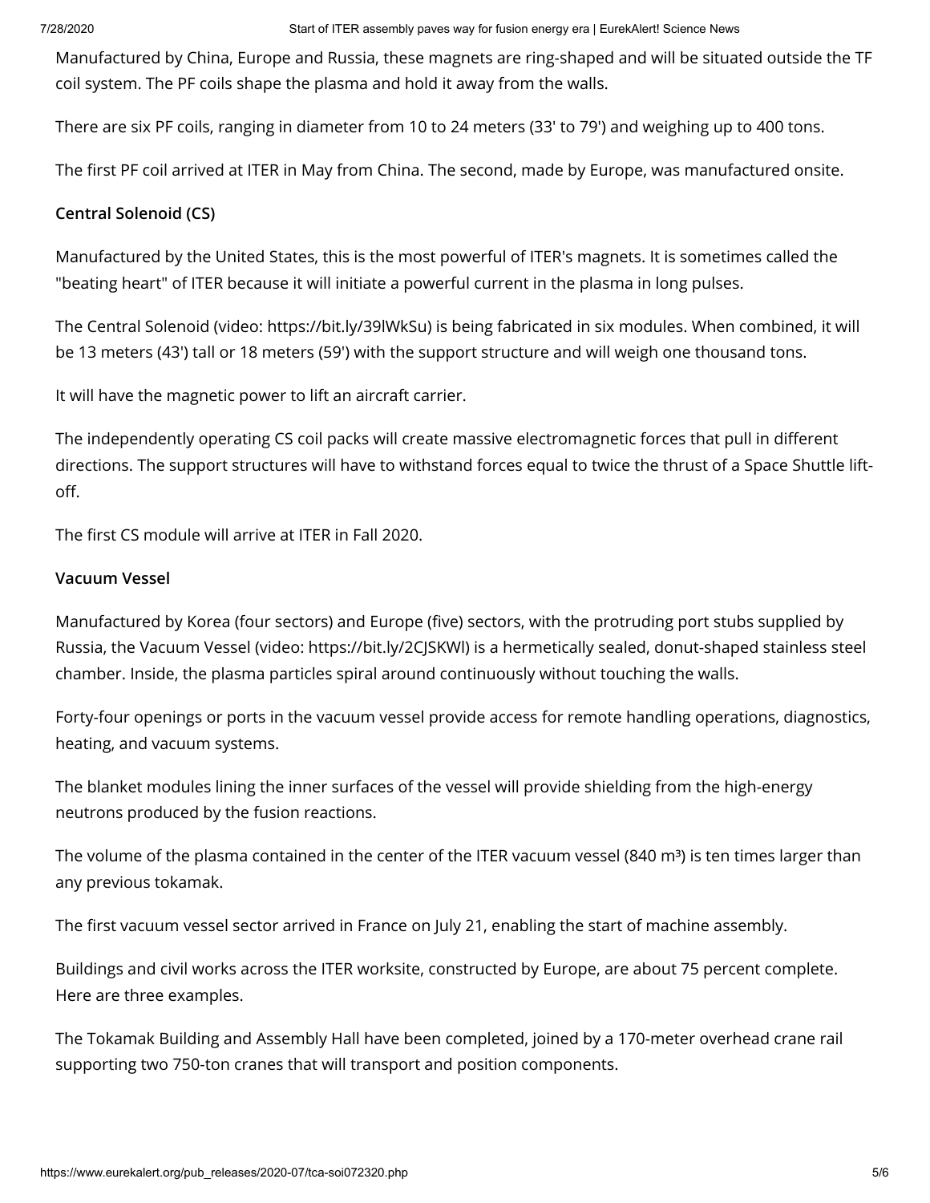Manufactured by China, Europe and Russia, these magnets are ring-shaped and will be situated outside the TF coil system. The PF coils shape the plasma and hold it away from the walls.

There are six PF coils, ranging in diameter from 10 to 24 meters (33' to 79') and weighing up to 400 tons.

The first PF coil arrived at ITER in May from China. The second, made by Europe, was manufactured onsite.

**Central Solenoid (CS)**

Manufactured by the United States, this is the most powerful of ITER's magnets. It is sometimes called the "beating heart" of ITER because it will initiate a powerful current in the plasma in long pulses.

The Central Solenoid (video: https://bit.ly/39lWkSu) is being fabricated in six modules. When combined, it will be 13 meters (43') tall or 18 meters (59') with the support structure and will weigh one thousand tons.

It will have the magnetic power to lift an aircraft carrier.

The independently operating CS coil packs will create massive electromagnetic forces that pull in different directions. The support structures will have to withstand forces equal to twice the thrust of a Space Shuttle lift-off.

The first CS module will arrive at ITER in Fall 2020.

**Vacuum Vessel**

Manufactured by Korea (four sectors) and Europe (five) sectors, with the protruding port stubs supplied by Russia, the Vacuum Vessel (video: https://bit.ly/2CJSKWl) is a hermetically sealed, donut-shaped stainless steel chamber. Inside, the plasma particles spiral around continuously without touching the walls.

Forty-four openings or ports in the vacuum vessel provide access for remote handling operations, diagnostics, heating, and vacuum systems.

The blanket modules lining the inner surfaces of the vessel will provide shielding from the high-energy neutrons produced by the fusion reactions.

The volume of the plasma contained in the center of the ITER vacuum vessel (840 $m^3$) is ten times larger than any previous tokamak.

The first vacuum vessel sector arrived in France on July 21, enabling the start of machine assembly.

Buildings and civil works across the ITER worksite, constructed by Europe, are about 75 percent complete. Here are three examples.

The Tokamak Building and Assembly Hall have been completed, joined by a 170-meter overhead crane rail supporting two 750-ton cranes that will transport and position components.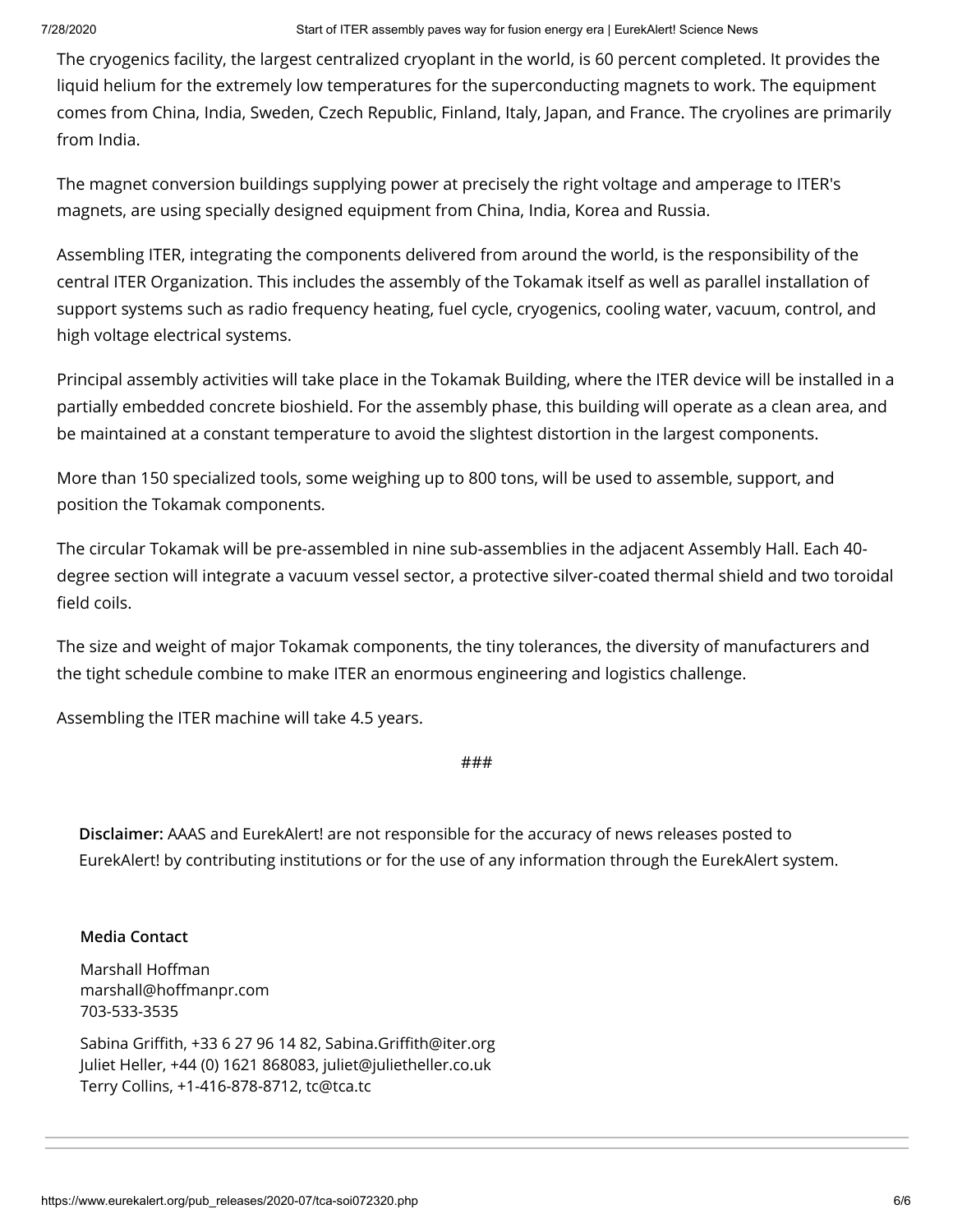The cryogenics facility, the largest centralized cryoplant in the world, is 60 percent completed. It provides the liquid helium for the extremely low temperatures for the superconducting magnets to work. The equipment comes from China, India, Sweden, Czech Republic, Finland, Italy, Japan, and France. The cryolines are primarily from India.

The magnet conversion buildings supplying power at precisely the right voltage and amperage to ITER's magnets, are using specially designed equipment from China, India, Korea and Russia.

Assembling ITER, integrating the components delivered from around the world, is the responsibility of the central ITER Organization. This includes the assembly of the Tokamak itself as well as parallel installation of support systems such as radio frequency heating, fuel cycle, cryogenics, cooling water, vacuum, control, and high voltage electrical systems.

Principal assembly activities will take place in the Tokamak Building, where the ITER device will be installed in a partially embedded concrete bioshield. For the assembly phase, this building will operate as a clean area, and be maintained at a constant temperature to avoid the slightest distortion in the largest components.

More than 150 specialized tools, some weighing up to 800 tons, will be used to assemble, support, and position the Tokamak components.

The circular Tokamak will be pre-assembled in nine sub-assemblies in the adjacent Assembly Hall. Each 40-degree section will integrate a vacuum vessel sector, a protective silver-coated thermal shield and two toroidal field coils.

The size and weight of major Tokamak components, the tiny tolerances, the diversity of manufacturers and the tight schedule combine to make ITER an enormous engineering and logistics challenge.

Assembling the ITER machine will take 4.5 years.

###

**Disclaimer:** AAAS and EurekAlert! are not responsible for the accuracy of news releases posted to EurekAlert! by contributing institutions or for the use of any information through the EurekAlert system.

**Media Contact**

Marshall Hoffman
marshall@hoffmanpr.com
703-533-3535

Sabina Griffith, +33 6 27 96 14 82, Sabina.Griffith@iter.org
Juliet Heller, +44 (0) 1621 868083, juliet@julietheller.co.uk
Terry Collins, +1-416-878-8712, tc@tca.tc